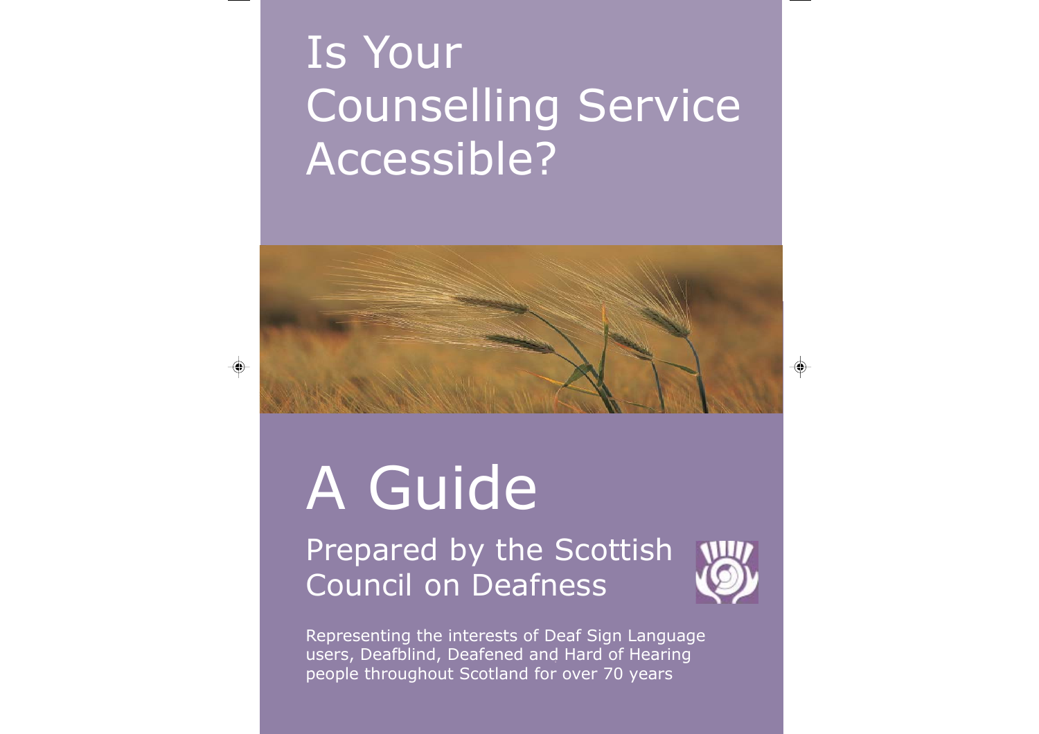# Is Your Counselling Service Accessible?

# A Guide

## Prepared by the Scottish Council on Deafness

Representing the interests of Deaf Sign Language users, Deafblind, Deafened and Hard of Hearing people throughout Scotland for over 70 years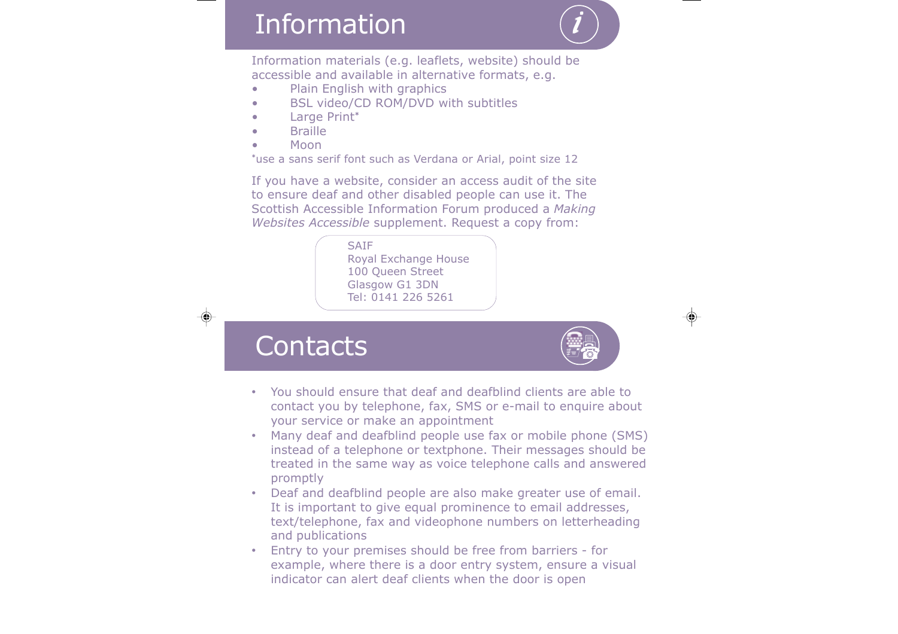# Information

Information materials (e.g. leaflets, website) should be accessible and available in alternative formats, e.g.

- Plain English with graphics
- BSL video/CD ROM/DVD with subtitles
- Large Print*
- Braille
- Moon

*use a sans serif font such as Verdana or Arial, point size 12

If you have a website, consider an access audit of the site to ensure deaf and other disabled people can use it. The Scottish Accessible Information Forum produced a *Making Websites Accessible* supplement. Request a copy from:

SAIF
Royal Exchange House
100 Queen Street
Glasgow G1 3DN
Tel: 0141 226 5261

# Contacts

- You should ensure that deaf and deafblind clients are able to contact you by telephone, fax, SMS or e-mail to enquire about your service or make an appointment
- Many deaf and deafblind people use fax or mobile phone (SMS) instead of a telephone or textphone. Their messages should be treated in the same way as voice telephone calls and answered promptly
- Deaf and deafblind people are also make greater use of email. It is important to give equal prominence to email addresses, text/telephone, fax and videophone numbers on letterheading and publications
- Entry to your premises should be free from barriers - for example, where there is a door entry system, ensure a visual indicator can alert deaf clients when the door is open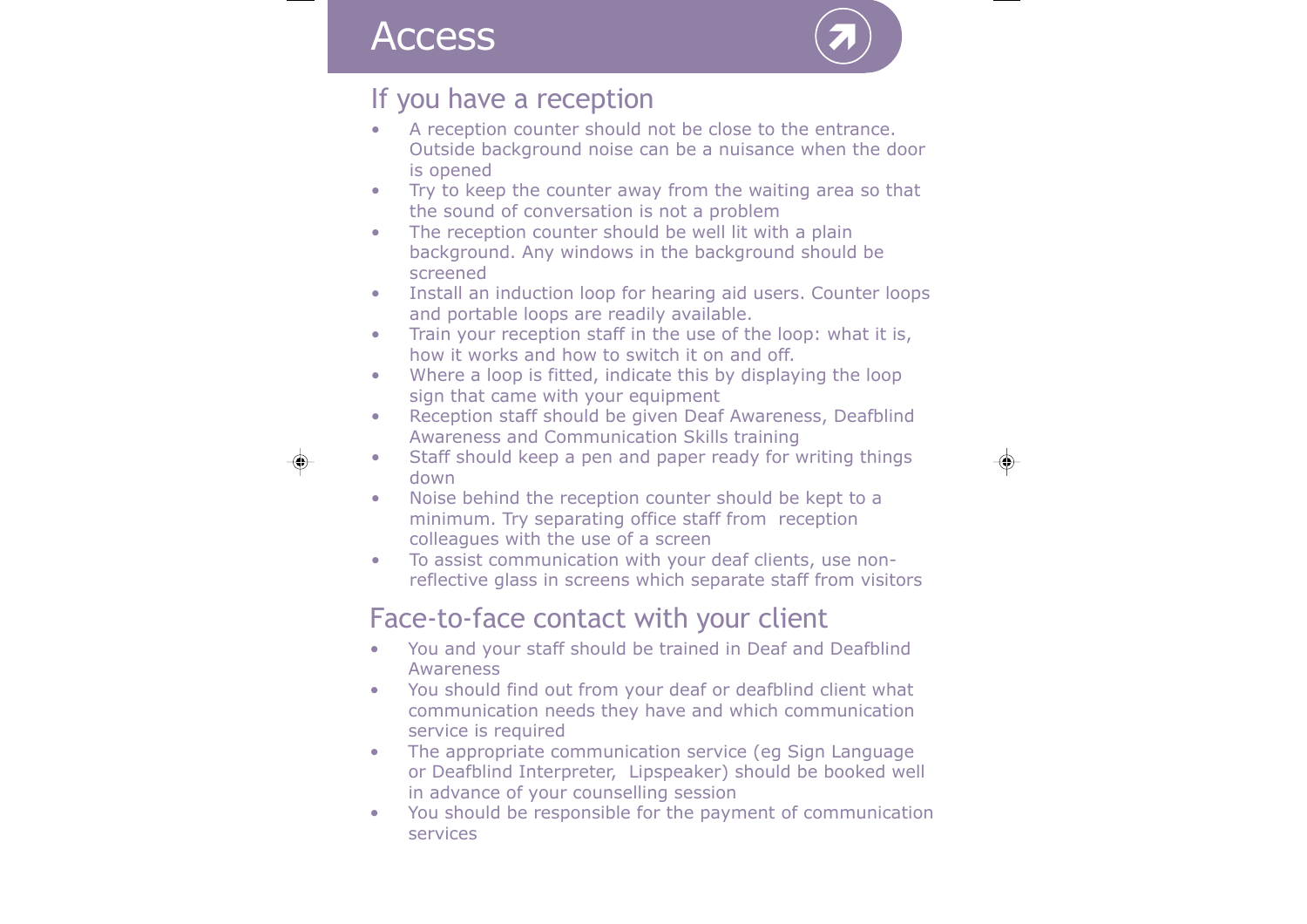# Access

## If you have a reception

- A reception counter should not be close to the entrance. Outside background noise can be a nuisance when the door is opened
- Try to keep the counter away from the waiting area so that the sound of conversation is not a problem
- The reception counter should be well lit with a plain background. Any windows in the background should be screened
- Install an induction loop for hearing aid users. Counter loops and portable loops are readily available.
- Train your reception staff in the use of the loop: what it is, how it works and how to switch it on and off.
- Where a loop is fitted, indicate this by displaying the loop sign that came with your equipment
- Reception staff should be given Deaf Awareness, Deafblind Awareness and Communication Skills training
- Staff should keep a pen and paper ready for writing things down
- Noise behind the reception counter should be kept to a minimum. Try separating office staff from reception colleagues with the use of a screen
- To assist communication with your deaf clients, use non-reflective glass in screens which separate staff from visitors

## Face-to-face contact with your client

- You and your staff should be trained in Deaf and Deafblind Awareness
- You should find out from your deaf or deafblind client what communication needs they have and which communication service is required
- The appropriate communication service (eg Sign Language or Deafblind Interpreter, Lipspeaker) should be booked well in advance of your counselling session
- You should be responsible for the payment of communication services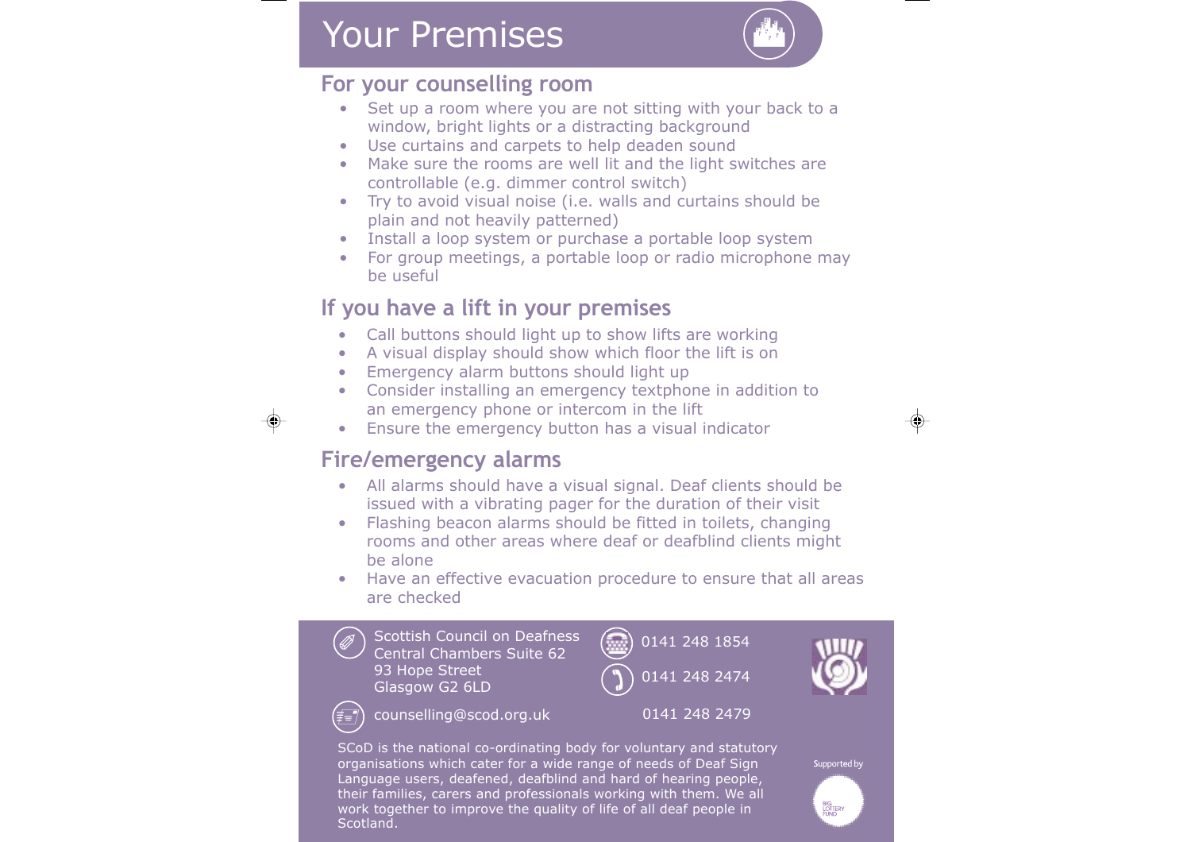# Your Premises

## For your counselling room

- Set up a room where you are not sitting with your back to a window, bright lights or a distracting background
- Use curtains and carpets to help deaden sound
- Make sure the rooms are well lit and the light switches are controllable (e.g. dimmer control switch)
- Try to avoid visual noise (i.e. walls and curtains should be plain and not heavily patterned)
- Install a loop system or purchase a portable loop system
- For group meetings, a portable loop or radio microphone may be useful

## If you have a lift in your premises

- Call buttons should light up to show lifts are working
- A visual display should show which floor the lift is on
- Emergency alarm buttons should light up
- Consider installing an emergency textphone in addition to an emergency phone or intercom in the lift
- Ensure the emergency button has a visual indicator

## Fire/emergency alarms

- All alarms should have a visual signal. Deaf clients should be issued with a vibrating pager for the duration of their visit
- Flashing beacon alarms should be fitted in toilets, changing rooms and other areas where deaf or deafblind clients might be alone
- Have an effective evacuation procedure to ensure that all areas are checked

Scottish Council on Deafness
Central Chambers Suite 62
93 Hope Street
Glasgow G2 6LD

counselling@scod.org.uk

0141 248 1854

0141 248 2474

0141 248 2479

SCoD is the national co-ordinating body for voluntary and statutory organisations which cater for a wide range of needs of Deaf Sign Language users, deafened, deafblind and hard of hearing people, their families, carers and professionals working with them. We all work together to improve the quality of life of all deaf people in Scotland.

Supported by

BIG LOTTERY FUND